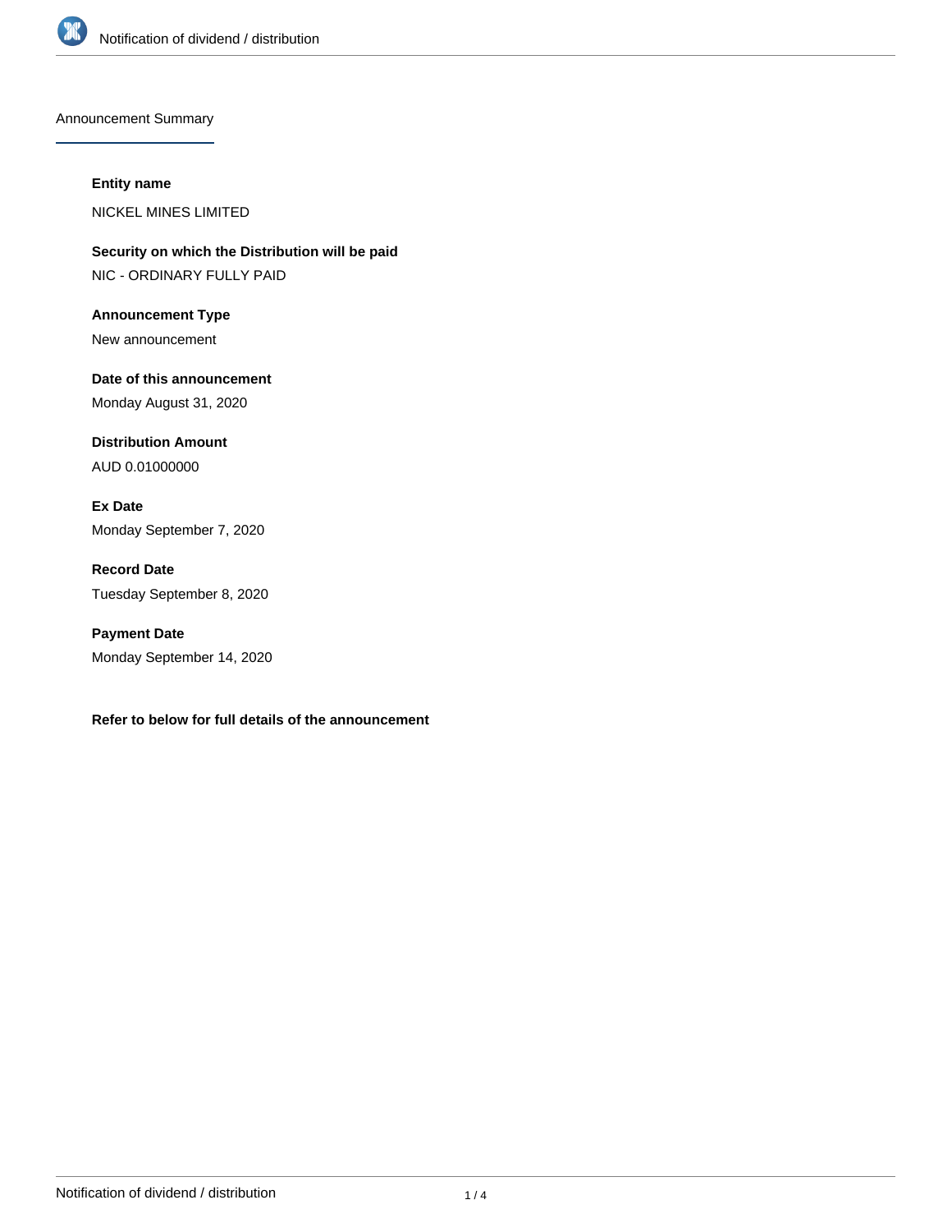## Announcement Summary

**Entity name**

NICKEL MINES LIMITED

**Security on which the Distribution will be paid**

NIC - ORDINARY FULLY PAID

**Announcement Type**

New announcement

**Date of this announcement**

Monday August 31, 2020

**Distribution Amount**

AUD 0.01000000

**Ex Date**

Monday September 7, 2020

**Record Date**

Tuesday September 8, 2020

**Payment Date**

Monday September 14, 2020

**Refer to below for full details of the announcement**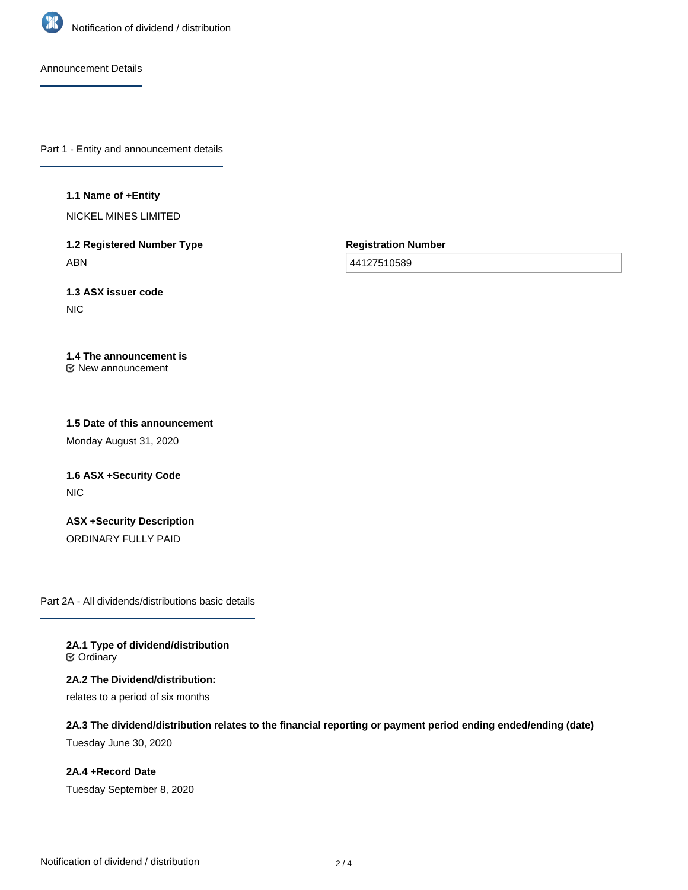## Announcement Details

### Part 1 - Entity and announcement details

**1.1 Name of +Entity**

NICKEL MINES LIMITED

**1.2 Registered Number Type**

ABN

**Registration Number**

44127510589

**1.3 ASX issuer code**

NIC

**1.4 The announcement is**

☑ New announcement

**1.5 Date of this announcement**

Monday August 31, 2020

**1.6 ASX +Security Code**

NIC

**ASX +Security Description**

ORDINARY FULLY PAID

### Part 2A - All dividends/distributions basic details

**2A.1 Type of dividend/distribution**

☑ Ordinary

**2A.2 The Dividend/distribution:**

relates to a period of six months

**2A.3 The dividend/distribution relates to the financial reporting or payment period ending ended/ending (date)**

Tuesday June 30, 2020

**2A.4 +Record Date**

Tuesday September 8, 2020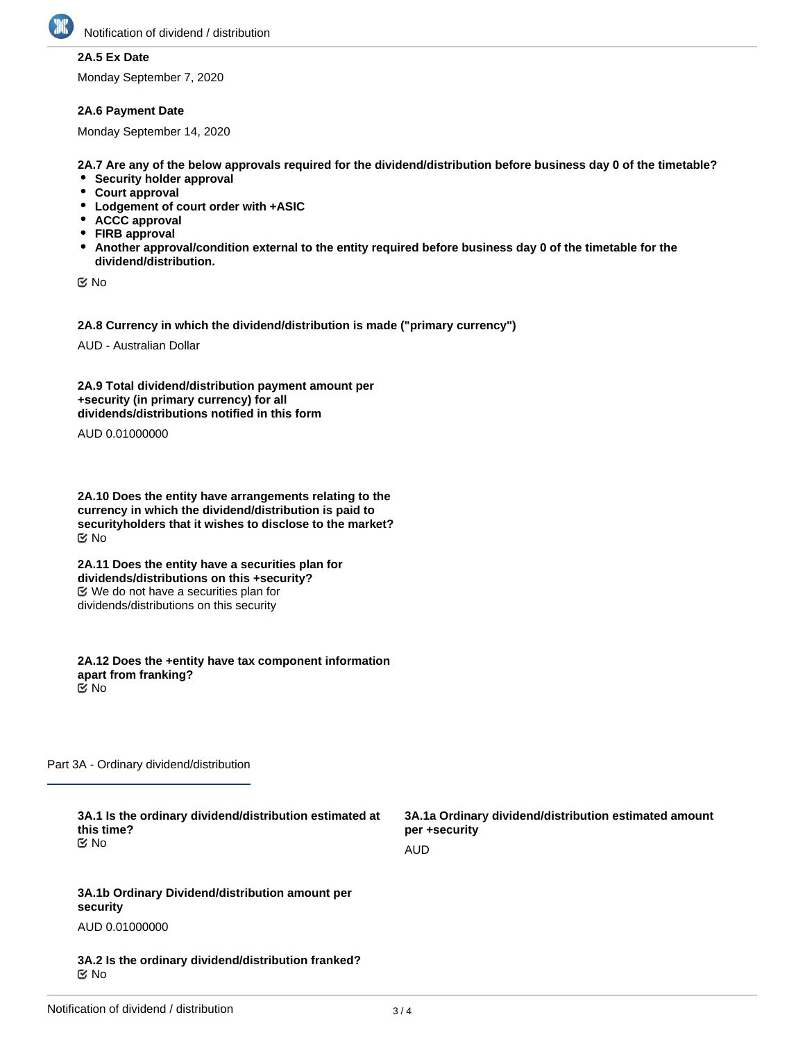**2A.5 Ex Date**

Monday September 7, 2020

**2A.6 Payment Date**

Monday September 14, 2020

**2A.7 Are any of the below approvals required for the dividend/distribution before business day 0 of the timetable?**

- **Security holder approval**
- **Court approval**
- **Lodgement of court order with +ASIC**
- **ACCC approval**
- **FIRB approval**
- **Another approval/condition external to the entity required before business day 0 of the timetable for the dividend/distribution.**

☑ No

**2A.8 Currency in which the dividend/distribution is made ("primary currency")**

AUD - Australian Dollar

**2A.9 Total dividend/distribution payment amount per +security (in primary currency) for all dividends/distributions notified in this form**

AUD 0.01000000

**2A.10 Does the entity have arrangements relating to the currency in which the dividend/distribution is paid to securityholders that it wishes to disclose to the market?**

☑ No

**2A.11 Does the entity have a securities plan for dividends/distributions on this +security?**

☑ We do not have a securities plan for dividends/distributions on this security

**2A.12 Does the +entity have tax component information apart from franking?**

☑ No

## Part 3A - Ordinary dividend/distribution

**3A.1 Is the ordinary dividend/distribution estimated at this time?**

☑ No

**3A.1a Ordinary dividend/distribution estimated amount per +security**

AUD

**3A.1b Ordinary Dividend/distribution amount per security**

AUD 0.01000000

**3A.2 Is the ordinary dividend/distribution franked?**

☑ No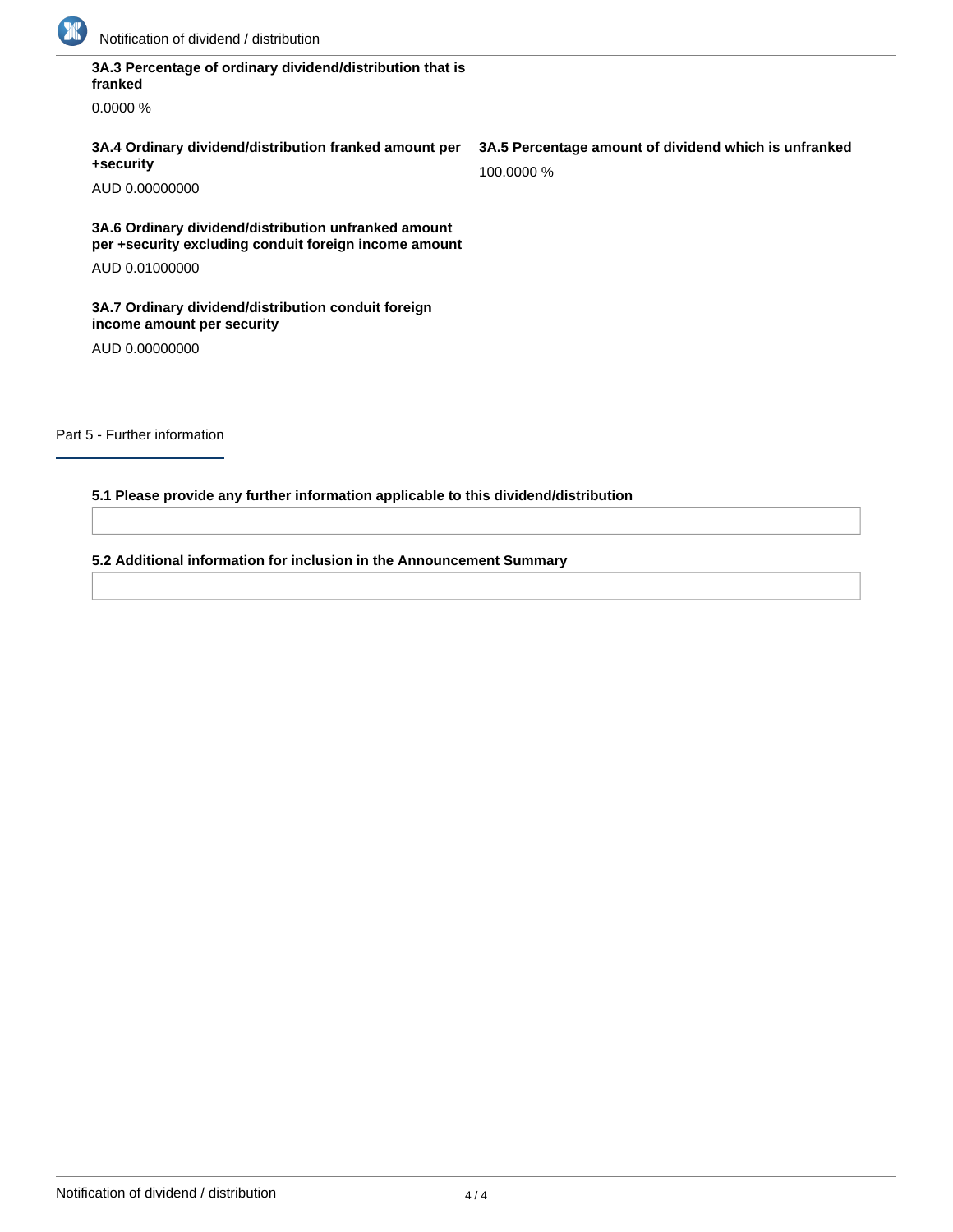**3A.3 Percentage of ordinary dividend/distribution that is franked**

0.0000 %

**3A.4 Ordinary dividend/distribution franked amount per +security**

AUD 0.00000000

**3A.5 Percentage amount of dividend which is unfranked**

100.0000 %

**3A.6 Ordinary dividend/distribution unfranked amount per +security excluding conduit foreign income amount**

AUD 0.01000000

**3A.7 Ordinary dividend/distribution conduit foreign income amount per security**

AUD 0.00000000

## Part 5 - Further information

**5.1 Please provide any further information applicable to this dividend/distribution**

**5.2 Additional information for inclusion in the Announcement Summary**